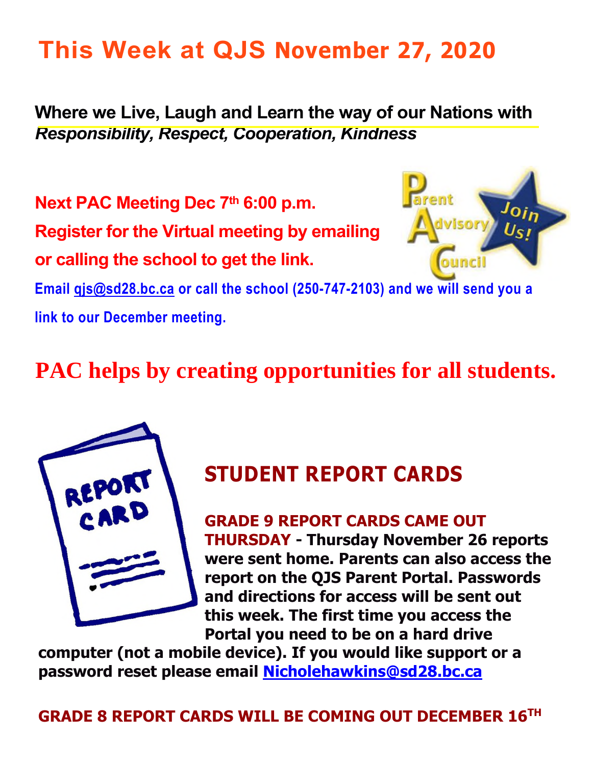# This Week at QJS November 27, 2020

**Where we Live, Laugh and Learn the way of our Nations with** ***Responsibility, Respect, Cooperation, Kindness***

**Next PAC Meeting Dec 7th 6:00 p.m.**
**Register for the Virtual meeting by emailing or calling the school to get the link.**

**Email qjs@sd28.bc.ca or call the school (250-747-2103) and we will send you a link to our December meeting.**

## PAC helps by creating opportunities for all students.

## STUDENT REPORT CARDS

**GRADE 9 REPORT CARDS CAME OUT THURSDAY - Thursday November 26 reports were sent home. Parents can also access the report on the QJS Parent Portal. Passwords and directions for access will be sent out this week. The first time you access the Portal you need to be on a hard drive computer (not a mobile device). If you would like support or a password reset please email Nicholehawkins@sd28.bc.ca**

**GRADE 8 REPORT CARDS WILL BE COMING OUT DECEMBER 16TH**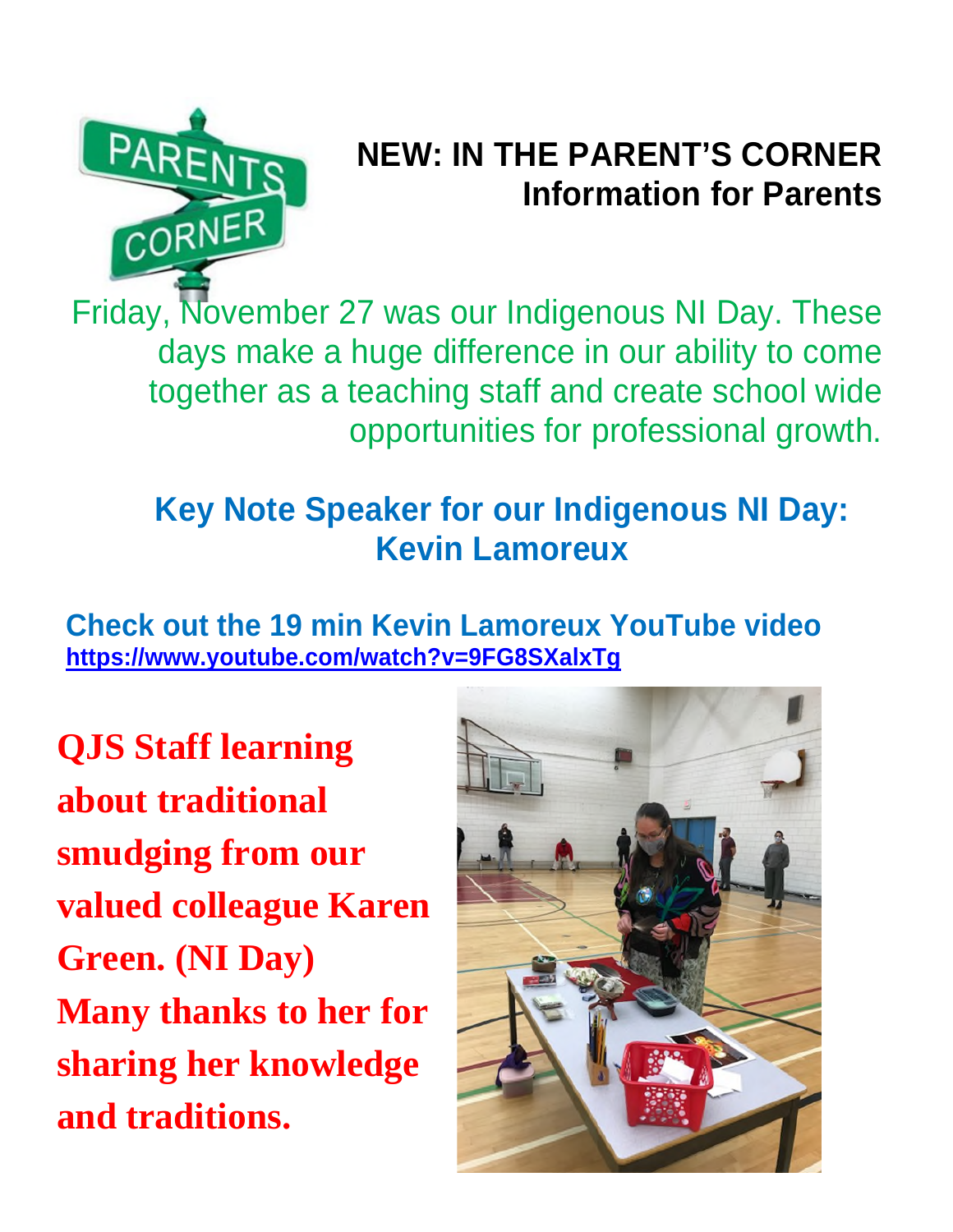# NEW: IN THE PARENT'S CORNER
## Information for Parents

Friday, November 27 was our Indigenous NI Day. These days make a huge difference in our ability to come together as a teaching staff and create school wide opportunities for professional growth.

### Key Note Speaker for our Indigenous NI Day: Kevin Lamoreux

**Check out the 19 min Kevin Lamoreux YouTube video**
**https://www.youtube.com/watch?v=9FG8SXalxTg**

**QJS Staff learning about traditional smudging from our valued colleague Karen Green. (NI Day) Many thanks to her for sharing her knowledge and traditions.**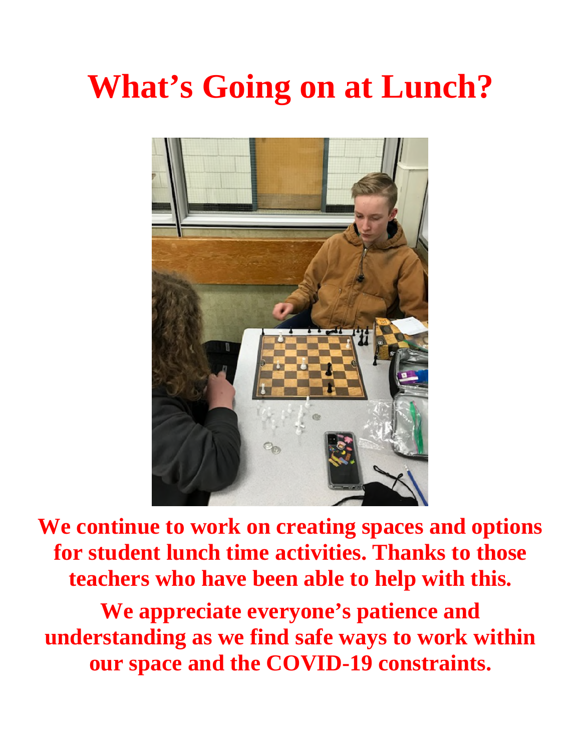# What's Going on at Lunch?

**We continue to work on creating spaces and options for student lunch time activities. Thanks to those teachers who have been able to help with this.**

**We appreciate everyone's patience and understanding as we find safe ways to work within our space and the COVID-19 constraints.**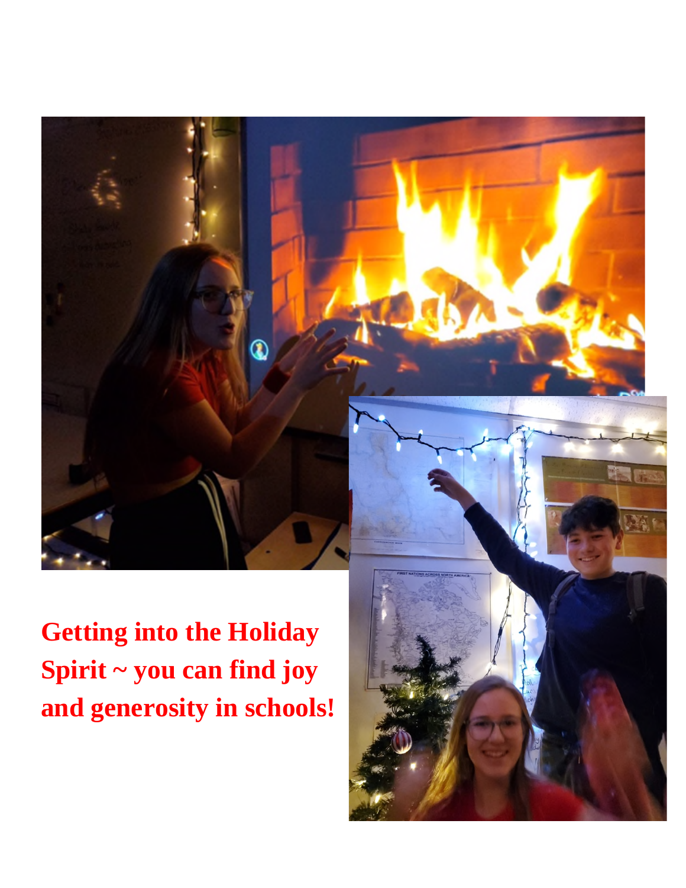**Getting into the Holiday Spirit ~ you can find joy and generosity in schools!**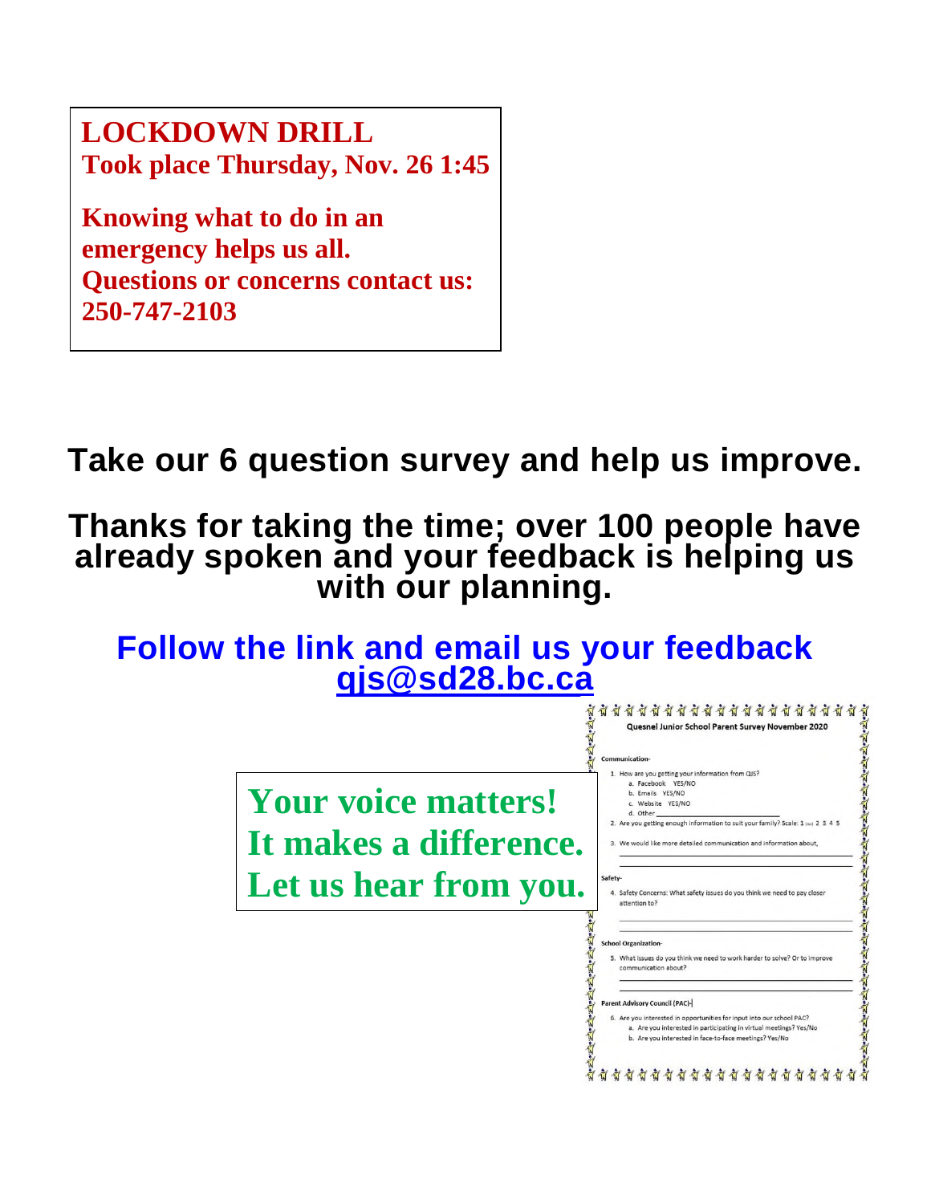**LOCKDOWN DRILL**
**Took place Thursday, Nov. 26 1:45**

**Knowing what to do in an emergency helps us all.**
**Questions or concerns contact us:**
**250-747-2103**

## Take our 6 question survey and help us improve.

## Thanks for taking the time; over 100 people have already spoken and your feedback is helping us with our planning.

## Follow the link and email us your feedback

[qjs@sd28.bc.ca](mailto:qjs@sd28.bc.ca)

**Your voice matters!**
**It makes a difference.**
**Let us hear from you.**

**Quesnel Junior School Parent Survey November 2020**

**Communication-**

1. How are you getting your information from QJS?
   a. Facebook YES/NO
   b. Emails YES/NO
   c. Website YES/NO
   d. Other ____________________
2. Are you getting enough information to suit your family? Scale: 1 (no) 2 3 4 5
3. We would like more detailed communication and information about, ____________________

**Safety-**

4. Safety Concerns: What safety issues do you think we need to pay closer attention to? ____________________

**School Organization-**

5. What issues do you think we need to work harder to solve? Or to improve communication about? ____________________

**Parent Advisory Council (PAC)-**

6. Are you interested in opportunities for input into our school PAC?
   a. Are you interested in participating in virtual meetings? Yes/No
   b. Are you interested in face-to-face meetings? Yes/No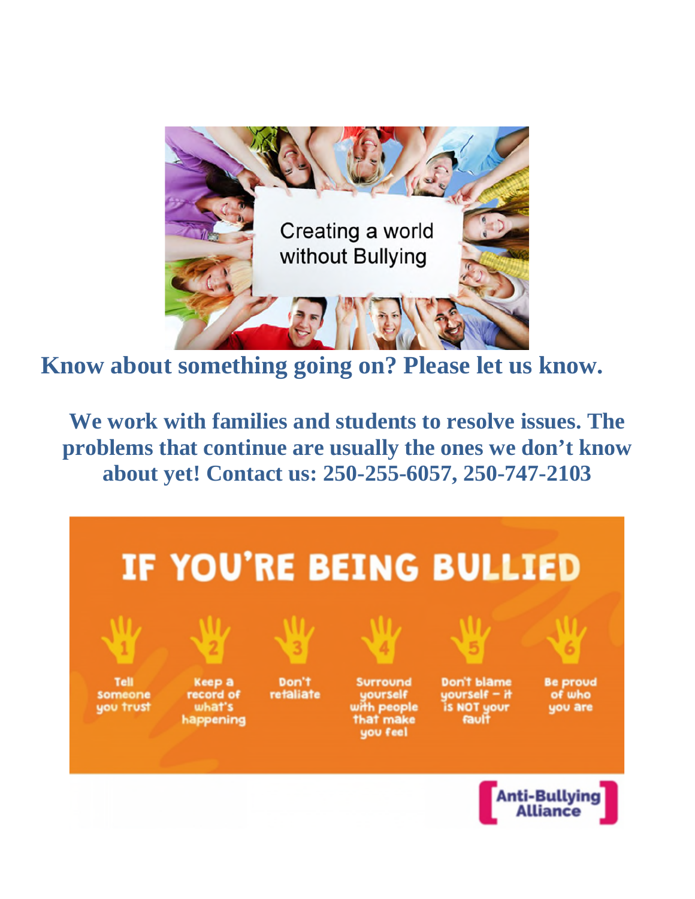Creating a world without Bullying

**Know about something going on? Please let us know.**

**We work with families and students to resolve issues. The problems that continue are usually the ones we don't know about yet! Contact us: 250-255-6057, 250-747-2103**

# IF YOU'RE BEING BULLIED

1. Tell someone you trust
2. Keep a record of what's happening
3. Don't retaliate
4. Surround yourself with people that make you feel
5. Don't blame yourself – it is NOT your fault
6. Be proud of who you are

Anti-Bullying Alliance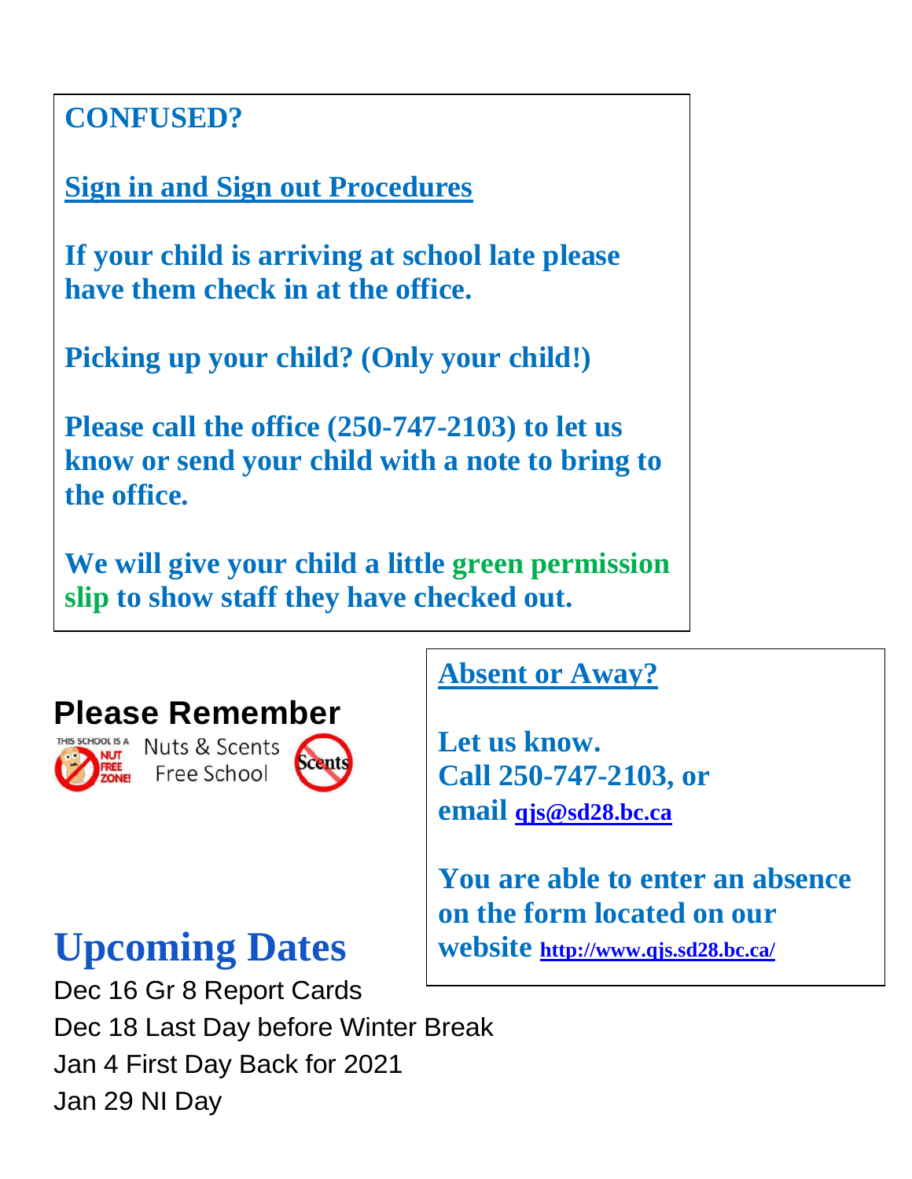**CONFUSED?**

**Sign in and Sign out Procedures**

**If your child is arriving at school late please have them check in at the office.**

**Picking up your child? (Only your child!)**

**Please call the office (250-747-2103) to let us know or send your child with a note to bring to the office.**

**We will give your child a little green permission slip to show staff they have checked out.**

## Please Remember

THIS SCHOOL IS A NUT FREE ZONE!

Nuts & Scents Free School

Scents

## Absent or Away?

**Let us know.**
**Call 250-747-2103, or email qjs@sd28.bc.ca**

**You are able to enter an absence on the form located on our website http://www.qjs.sd28.bc.ca/**

# Upcoming Dates

Dec 16 Gr 8 Report Cards
Dec 18 Last Day before Winter Break
Jan 4 First Day Back for 2021
Jan 29 NI Day